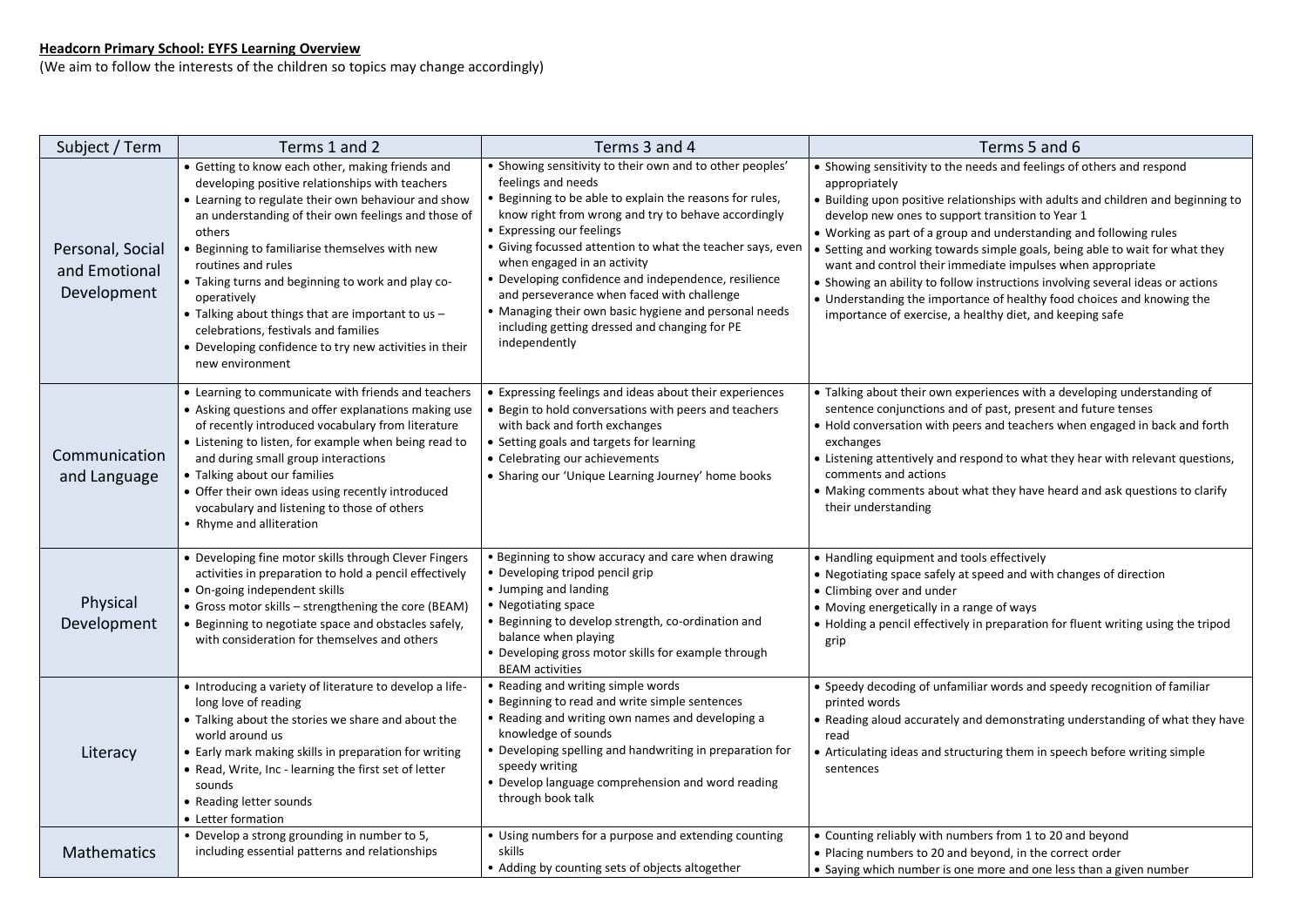**Headcorn Primary School: EYFS Learning Overview**

(We aim to follow the interests of the children so topics may change accordingly)

| Subject / Term | Terms 1 and 2 | Terms 3 and 4 | Terms 5 and 6 |
|---|---|---|---|
| Personal, Social and Emotional Development | • Getting to know each other, making friends and developing positive relationships with teachers<br>• Learning to regulate their own behaviour and show an understanding of their own feelings and those of others<br>• Beginning to familiarise themselves with new routines and rules<br>• Taking turns and beginning to work and play co-operatively<br>• Talking about things that are important to us – celebrations, festivals and families<br>• Developing confidence to try new activities in their new environment | • Showing sensitivity to their own and to other peoples' feelings and needs<br>• Beginning to be able to explain the reasons for rules, know right from wrong and try to behave accordingly<br>• Expressing our feelings<br>• Giving focussed attention to what the teacher says, even when engaged in an activity<br>• Developing confidence and independence, resilience and perseverance when faced with challenge<br>• Managing their own basic hygiene and personal needs including getting dressed and changing for PE independently | • Showing sensitivity to the needs and feelings of others and respond appropriately<br>• Building upon positive relationships with adults and children and beginning to develop new ones to support transition to Year 1<br>• Working as part of a group and understanding and following rules<br>• Setting and working towards simple goals, being able to wait for what they want and control their immediate impulses when appropriate<br>• Showing an ability to follow instructions involving several ideas or actions<br>• Understanding the importance of healthy food choices and knowing the importance of exercise, a healthy diet, and keeping safe |
| Communication and Language | • Learning to communicate with friends and teachers<br>• Asking questions and offer explanations making use of recently introduced vocabulary from literature<br>• Listening to listen, for example when being read to and during small group interactions<br>• Talking about our families<br>• Offer their own ideas using recently introduced vocabulary and listening to those of others<br>• Rhyme and alliteration | • Expressing feelings and ideas about their experiences<br>• Begin to hold conversations with peers and teachers with back and forth exchanges<br>• Setting goals and targets for learning<br>• Celebrating our achievements<br>• Sharing our 'Unique Learning Journey' home books | • Talking about their own experiences with a developing understanding of sentence conjunctions and of past, present and future tenses<br>• Hold conversation with peers and teachers when engaged in back and forth exchanges<br>• Listening attentively and respond to what they hear with relevant questions, comments and actions<br>• Making comments about what they have heard and ask questions to clarify their understanding |
| Physical Development | • Developing fine motor skills through Clever Fingers activities in preparation to hold a pencil effectively<br>• On-going independent skills<br>• Gross motor skills – strengthening the core (BEAM)<br>• Beginning to negotiate space and obstacles safely, with consideration for themselves and others | • Beginning to show accuracy and care when drawing<br>• Developing tripod pencil grip<br>• Jumping and landing<br>• Negotiating space<br>• Beginning to develop strength, co-ordination and balance when playing<br>• Developing gross motor skills for example through BEAM activities | • Handling equipment and tools effectively<br>• Negotiating space safely at speed and with changes of direction<br>• Climbing over and under<br>• Moving energetically in a range of ways<br>• Holding a pencil effectively in preparation for fluent writing using the tripod grip |
| Literacy | • Introducing a variety of literature to develop a life-long love of reading<br>• Talking about the stories we share and about the world around us<br>• Early mark making skills in preparation for writing<br>• Read, Write, Inc - learning the first set of letter sounds<br>• Reading letter sounds<br>• Letter formation | • Reading and writing simple words<br>• Beginning to read and write simple sentences<br>• Reading and writing own names and developing a knowledge of sounds<br>• Developing spelling and handwriting in preparation for speedy writing<br>• Develop language comprehension and word reading through book talk | • Speedy decoding of unfamiliar words and speedy recognition of familiar printed words<br>• Reading aloud accurately and demonstrating understanding of what they have read<br>• Articulating ideas and structuring them in speech before writing simple sentences |
| Mathematics | • Develop a strong grounding in number to 5, including essential patterns and relationships | • Using numbers for a purpose and extending counting skills<br>• Adding by counting sets of objects altogether | • Counting reliably with numbers from 1 to 20 and beyond<br>• Placing numbers to 20 and beyond, in the correct order<br>• Saying which number is one more and one less than a given number |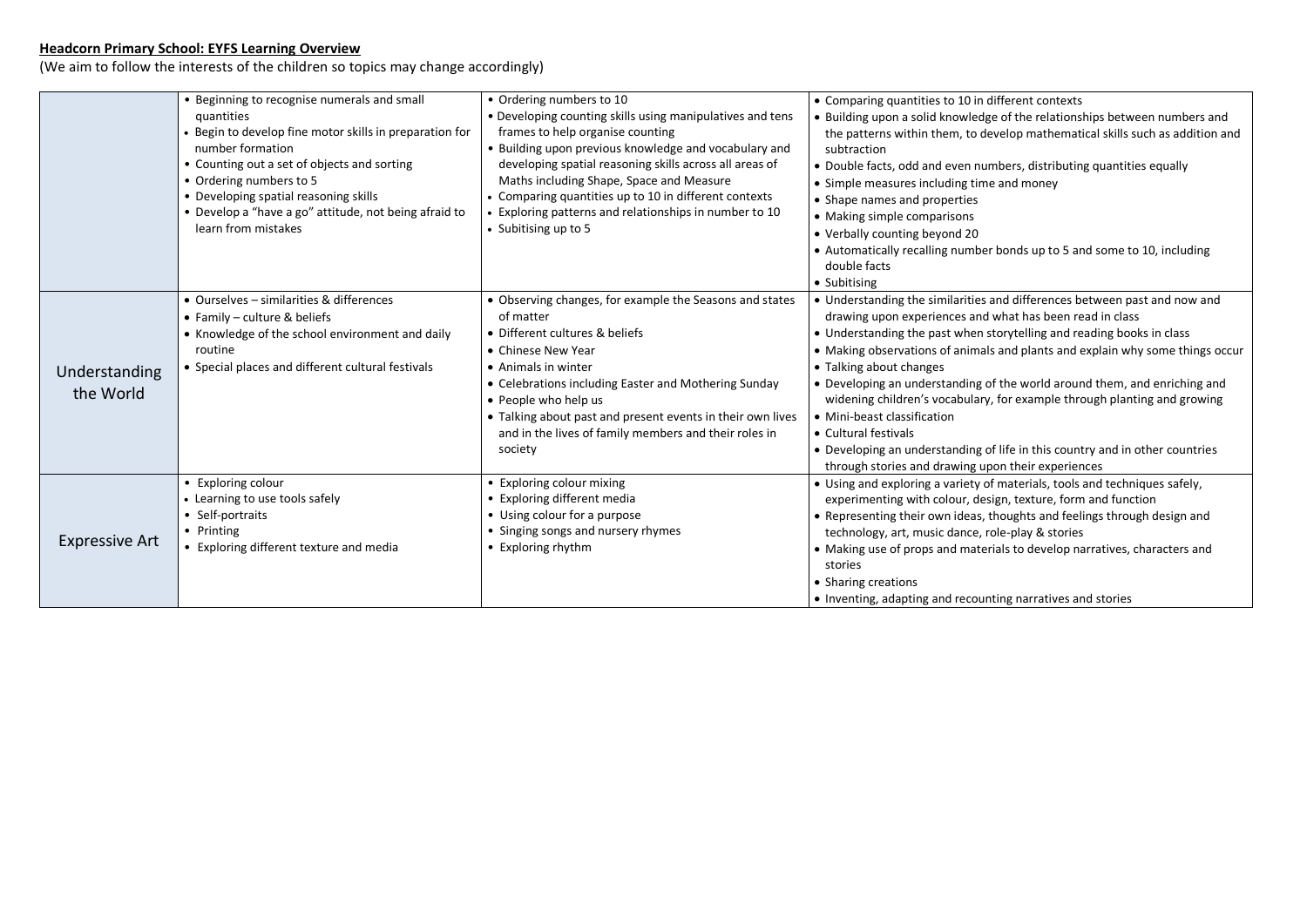**Headcorn Primary School: EYFS Learning Overview**

(We aim to follow the interests of the children so topics may change accordingly)

| | | | |
|---|---|---|---|
| | • Beginning to recognise numerals and small quantities<br>• Begin to develop fine motor skills in preparation for number formation<br>• Counting out a set of objects and sorting<br>• Ordering numbers to 5<br>• Developing spatial reasoning skills<br>• Develop a "have a go" attitude, not being afraid to learn from mistakes | • Ordering numbers to 10<br>• Developing counting skills using manipulatives and tens frames to help organise counting<br>• Building upon previous knowledge and vocabulary and developing spatial reasoning skills across all areas of Maths including Shape, Space and Measure<br>• Comparing quantities up to 10 in different contexts<br>• Exploring patterns and relationships in number to 10<br>• Subitising up to 5 | • Comparing quantities to 10 in different contexts<br>• Building upon a solid knowledge of the relationships between numbers and the patterns within them, to develop mathematical skills such as addition and subtraction<br>• Double facts, odd and even numbers, distributing quantities equally<br>• Simple measures including time and money<br>• Shape names and properties<br>• Making simple comparisons<br>• Verbally counting beyond 20<br>• Automatically recalling number bonds up to 5 and some to 10, including double facts<br>• Subitising |
| Understanding the World | • Ourselves – similarities & differences<br>• Family – culture & beliefs<br>• Knowledge of the school environment and daily routine<br>• Special places and different cultural festivals | • Observing changes, for example the Seasons and states of matter<br>• Different cultures & beliefs<br>• Chinese New Year<br>• Animals in winter<br>• Celebrations including Easter and Mothering Sunday<br>• People who help us<br>• Talking about past and present events in their own lives and in the lives of family members and their roles in society | • Understanding the similarities and differences between past and now and drawing upon experiences and what has been read in class<br>• Understanding the past when storytelling and reading books in class<br>• Making observations of animals and plants and explain why some things occur<br>• Talking about changes<br>• Developing an understanding of the world around them, and enriching and widening children's vocabulary, for example through planting and growing<br>• Mini-beast classification<br>• Cultural festivals<br>• Developing an understanding of life in this country and in other countries through stories and drawing upon their experiences |
| Expressive Art | • Exploring colour<br>• Learning to use tools safely<br>• Self-portraits<br>• Printing<br>• Exploring different texture and media | • Exploring colour mixing<br>• Exploring different media<br>• Using colour for a purpose<br>• Singing songs and nursery rhymes<br>• Exploring rhythm | • Using and exploring a variety of materials, tools and techniques safely, experimenting with colour, design, texture, form and function<br>• Representing their own ideas, thoughts and feelings through design and technology, art, music dance, role-play & stories<br>• Making use of props and materials to develop narratives, characters and stories<br>• Sharing creations<br>• Inventing, adapting and recounting narratives and stories |